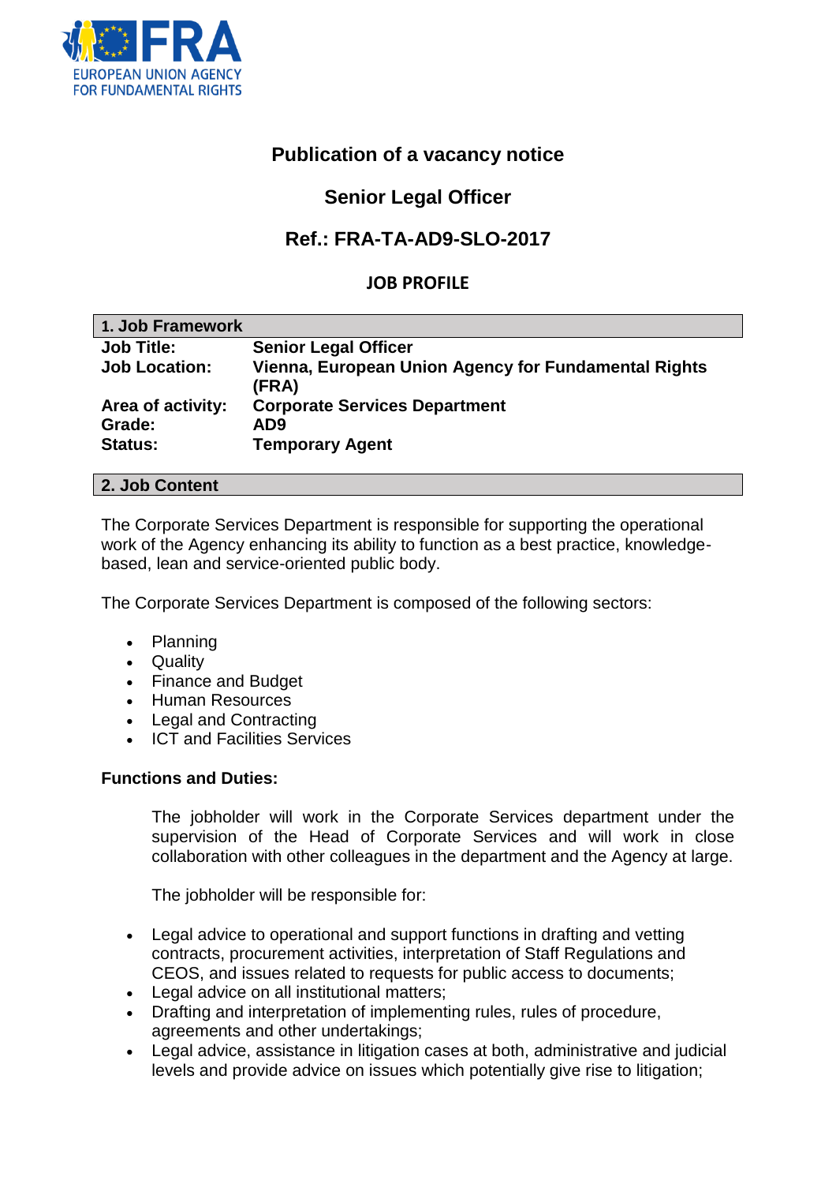FRA
EUROPEAN UNION AGENCY
FOR FUNDAMENTAL RIGHTS

# Publication of a vacancy notice

## Senior Legal Officer

## Ref.: FRA-TA-AD9-SLO-2017

### JOB PROFILE

| 1. Job Framework | |
|---|---|
| **Job Title:** | **Senior Legal Officer** |
| **Job Location:** | **Vienna, European Union Agency for Fundamental Rights (FRA)** |
| **Area of activity:** | **Corporate Services Department** |
| **Grade:** | **AD9** |
| **Status:** | **Temporary Agent** |

### 2. Job Content

The Corporate Services Department is responsible for supporting the operational work of the Agency enhancing its ability to function as a best practice, knowledge-based, lean and service-oriented public body.

The Corporate Services Department is composed of the following sectors:

- Planning
- Quality
- Finance and Budget
- Human Resources
- Legal and Contracting
- ICT and Facilities Services

**Functions and Duties:**

The jobholder will work in the Corporate Services department under the supervision of the Head of Corporate Services and will work in close collaboration with other colleagues in the department and the Agency at large.

The jobholder will be responsible for:

- Legal advice to operational and support functions in drafting and vetting contracts, procurement activities, interpretation of Staff Regulations and CEOS, and issues related to requests for public access to documents;
- Legal advice on all institutional matters;
- Drafting and interpretation of implementing rules, rules of procedure, agreements and other undertakings;
- Legal advice, assistance in litigation cases at both, administrative and judicial levels and provide advice on issues which potentially give rise to litigation;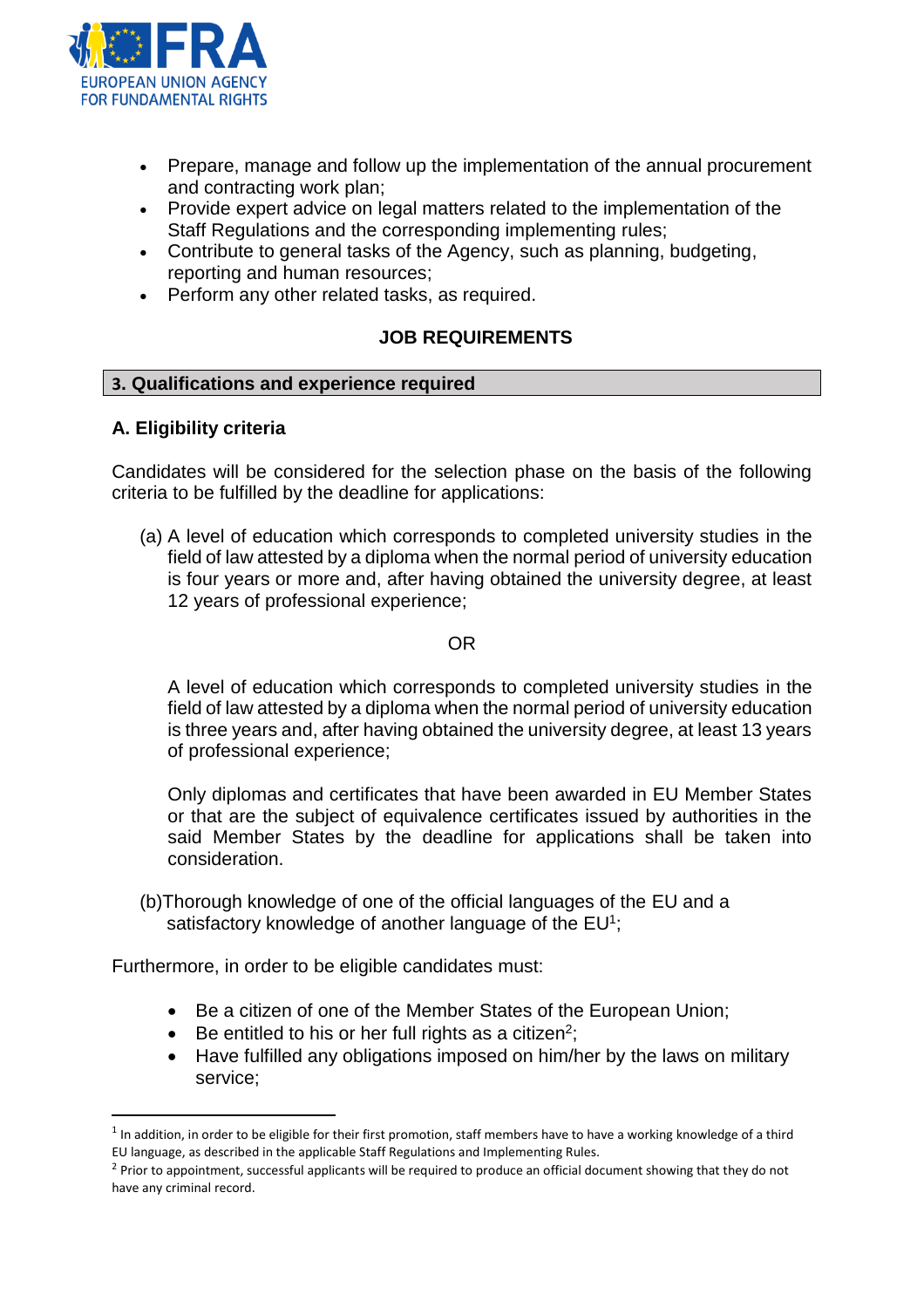- Prepare, manage and follow up the implementation of the annual procurement and contracting work plan;
- Provide expert advice on legal matters related to the implementation of the Staff Regulations and the corresponding implementing rules;
- Contribute to general tasks of the Agency, such as planning, budgeting, reporting and human resources;
- Perform any other related tasks, as required.

## JOB REQUIREMENTS

### 3. Qualifications and experience required

#### A. Eligibility criteria

Candidates will be considered for the selection phase on the basis of the following criteria to be fulfilled by the deadline for applications:

(a) A level of education which corresponds to completed university studies in the field of law attested by a diploma when the normal period of university education is four years or more and, after having obtained the university degree, at least 12 years of professional experience;

OR

A level of education which corresponds to completed university studies in the field of law attested by a diploma when the normal period of university education is three years and, after having obtained the university degree, at least 13 years of professional experience;

Only diplomas and certificates that have been awarded in EU Member States or that are the subject of equivalence certificates issued by authorities in the said Member States by the deadline for applications shall be taken into consideration.

(b) Thorough knowledge of one of the official languages of the EU and a satisfactory knowledge of another language of the EU[1];

Furthermore, in order to be eligible candidates must:

- Be a citizen of one of the Member States of the European Union;
- Be entitled to his or her full rights as a citizen[2];
- Have fulfilled any obligations imposed on him/her by the laws on military service;

---

[1] In addition, in order to be eligible for their first promotion, staff members have to have a working knowledge of a third EU language, as described in the applicable Staff Regulations and Implementing Rules.

[2] Prior to appointment, successful applicants will be required to produce an official document showing that they do not have any criminal record.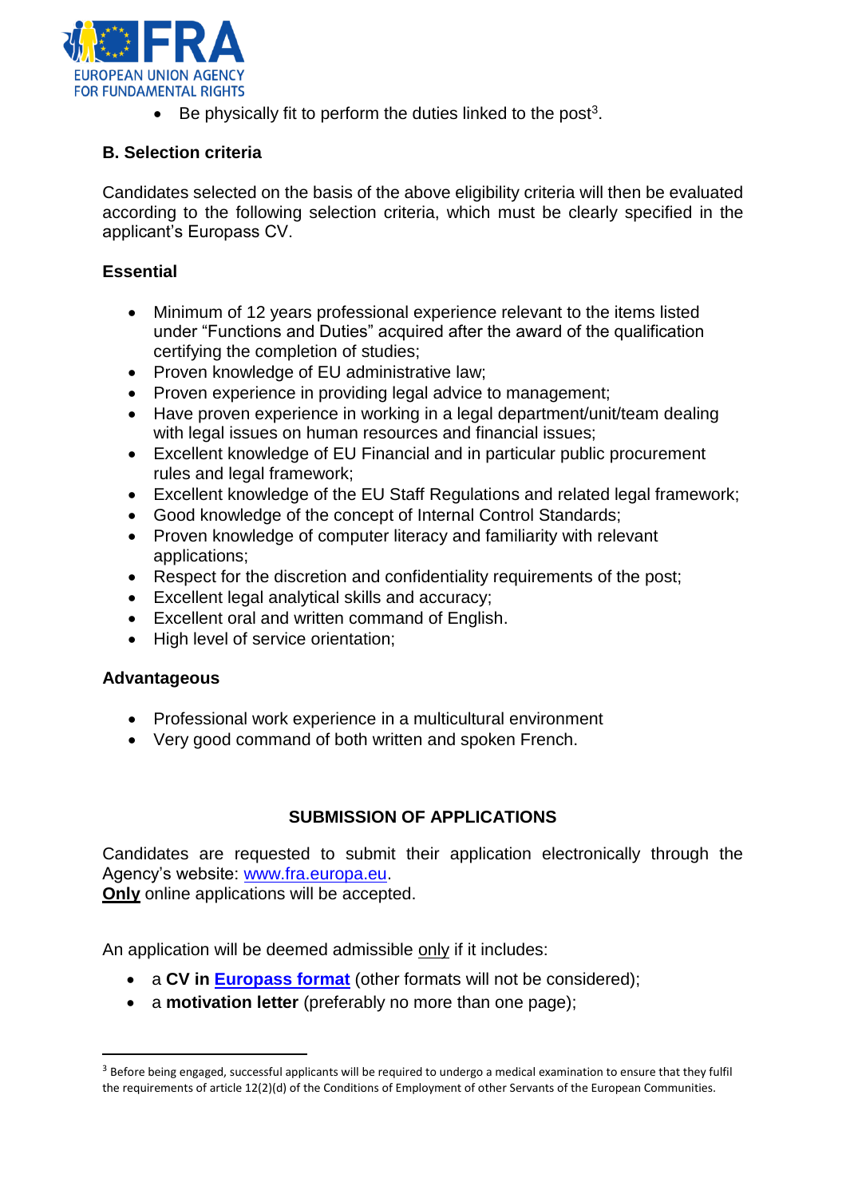- Be physically fit to perform the duties linked to the post[3].

### B. Selection criteria

Candidates selected on the basis of the above eligibility criteria will then be evaluated according to the following selection criteria, which must be clearly specified in the applicant's Europass CV.

#### Essential

- Minimum of 12 years professional experience relevant to the items listed under "Functions and Duties" acquired after the award of the qualification certifying the completion of studies;
- Proven knowledge of EU administrative law;
- Proven experience in providing legal advice to management;
- Have proven experience in working in a legal department/unit/team dealing with legal issues on human resources and financial issues;
- Excellent knowledge of EU Financial and in particular public procurement rules and legal framework;
- Excellent knowledge of the EU Staff Regulations and related legal framework;
- Good knowledge of the concept of Internal Control Standards;
- Proven knowledge of computer literacy and familiarity with relevant applications;
- Respect for the discretion and confidentiality requirements of the post;
- Excellent legal analytical skills and accuracy;
- Excellent oral and written command of English.
- High level of service orientation;

#### Advantageous

- Professional work experience in a multicultural environment
- Very good command of both written and spoken French.

## SUBMISSION OF APPLICATIONS

Candidates are requested to submit their application electronically through the Agency's website: www.fra.europa.eu.
**Only** online applications will be accepted.

An application will be deemed admissible only if it includes:

- a **CV in Europass format** (other formats will not be considered);
- a **motivation letter** (preferably no more than one page);

[3] Before being engaged, successful applicants will be required to undergo a medical examination to ensure that they fulfil the requirements of article 12(2)(d) of the Conditions of Employment of other Servants of the European Communities.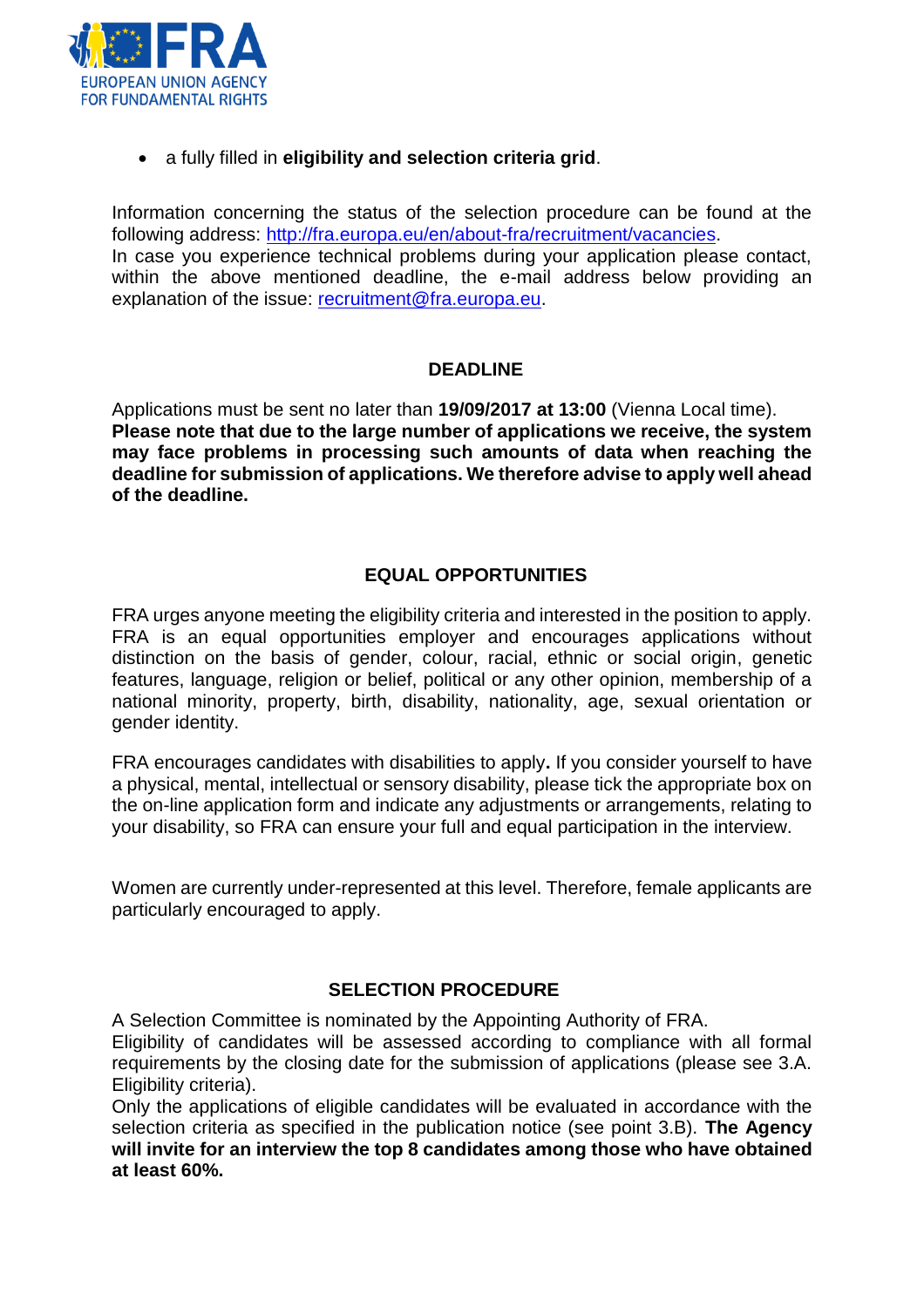- a fully filled in **eligibility and selection criteria grid**.

Information concerning the status of the selection procedure can be found at the following address: http://fra.europa.eu/en/about-fra/recruitment/vacancies.
In case you experience technical problems during your application please contact, within the above mentioned deadline, the e-mail address below providing an explanation of the issue: recruitment@fra.europa.eu.

## DEADLINE

Applications must be sent no later than **19/09/2017 at 13:00** (Vienna Local time).
**Please note that due to the large number of applications we receive, the system may face problems in processing such amounts of data when reaching the deadline for submission of applications. We therefore advise to apply well ahead of the deadline.**

## EQUAL OPPORTUNITIES

FRA urges anyone meeting the eligibility criteria and interested in the position to apply. FRA is an equal opportunities employer and encourages applications without distinction on the basis of gender, colour, racial, ethnic or social origin, genetic features, language, religion or belief, political or any other opinion, membership of a national minority, property, birth, disability, nationality, age, sexual orientation or gender identity.

FRA encourages candidates with disabilities to apply**.** If you consider yourself to have a physical, mental, intellectual or sensory disability, please tick the appropriate box on the on-line application form and indicate any adjustments or arrangements, relating to your disability, so FRA can ensure your full and equal participation in the interview.

Women are currently under-represented at this level. Therefore, female applicants are particularly encouraged to apply.

## SELECTION PROCEDURE

A Selection Committee is nominated by the Appointing Authority of FRA.
Eligibility of candidates will be assessed according to compliance with all formal requirements by the closing date for the submission of applications (please see 3.A. Eligibility criteria).
Only the applications of eligible candidates will be evaluated in accordance with the selection criteria as specified in the publication notice (see point 3.B). **The Agency will invite for an interview the top 8 candidates among those who have obtained at least 60%.**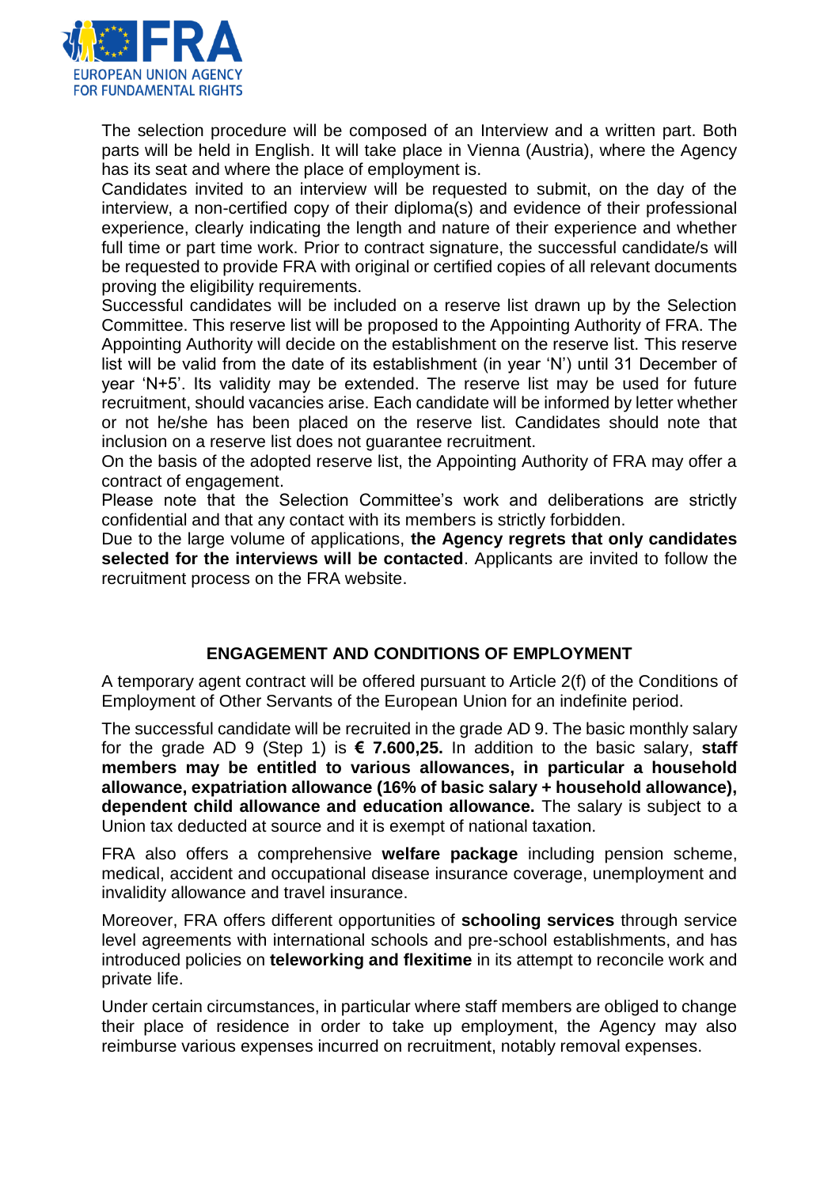The selection procedure will be composed of an Interview and a written part. Both parts will be held in English. It will take place in Vienna (Austria), where the Agency has its seat and where the place of employment is.

Candidates invited to an interview will be requested to submit, on the day of the interview, a non-certified copy of their diploma(s) and evidence of their professional experience, clearly indicating the length and nature of their experience and whether full time or part time work. Prior to contract signature, the successful candidate/s will be requested to provide FRA with original or certified copies of all relevant documents proving the eligibility requirements.

Successful candidates will be included on a reserve list drawn up by the Selection Committee. This reserve list will be proposed to the Appointing Authority of FRA. The Appointing Authority will decide on the establishment on the reserve list. This reserve list will be valid from the date of its establishment (in year 'N') until 31 December of year 'N+5'. Its validity may be extended. The reserve list may be used for future recruitment, should vacancies arise. Each candidate will be informed by letter whether or not he/she has been placed on the reserve list. Candidates should note that inclusion on a reserve list does not guarantee recruitment.

On the basis of the adopted reserve list, the Appointing Authority of FRA may offer a contract of engagement.

Please note that the Selection Committee's work and deliberations are strictly confidential and that any contact with its members is strictly forbidden.

Due to the large volume of applications, **the Agency regrets that only candidates selected for the interviews will be contacted**. Applicants are invited to follow the recruitment process on the FRA website.

## ENGAGEMENT AND CONDITIONS OF EMPLOYMENT

A temporary agent contract will be offered pursuant to Article 2(f) of the Conditions of Employment of Other Servants of the European Union for an indefinite period.

The successful candidate will be recruited in the grade AD 9. The basic monthly salary for the grade AD 9 (Step 1) is **€ 7.600,25.** In addition to the basic salary, **staff members may be entitled to various allowances, in particular a household allowance, expatriation allowance (16% of basic salary + household allowance), dependent child allowance and education allowance.** The salary is subject to a Union tax deducted at source and it is exempt of national taxation.

FRA also offers a comprehensive **welfare package** including pension scheme, medical, accident and occupational disease insurance coverage, unemployment and invalidity allowance and travel insurance.

Moreover, FRA offers different opportunities of **schooling services** through service level agreements with international schools and pre-school establishments, and has introduced policies on **teleworking and flexitime** in its attempt to reconcile work and private life.

Under certain circumstances, in particular where staff members are obliged to change their place of residence in order to take up employment, the Agency may also reimburse various expenses incurred on recruitment, notably removal expenses.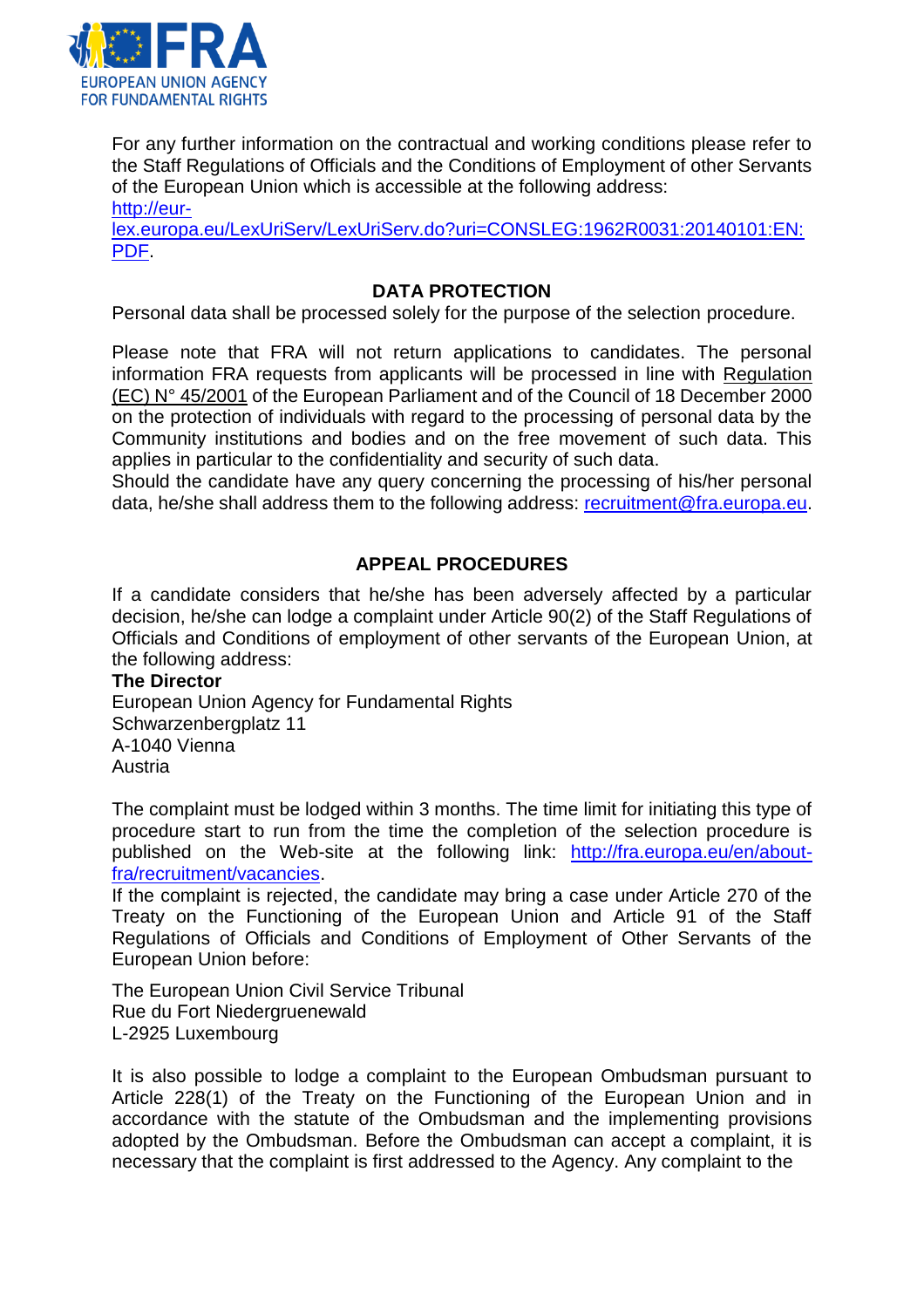For any further information on the contractual and working conditions please refer to the Staff Regulations of Officials and the Conditions of Employment of other Servants of the European Union which is accessible at the following address: http://eur-lex.europa.eu/LexUriServ/LexUriServ.do?uri=CONSLEG:1962R0031:20140101:EN:PDF.

## DATA PROTECTION

Personal data shall be processed solely for the purpose of the selection procedure.

Please note that FRA will not return applications to candidates. The personal information FRA requests from applicants will be processed in line with Regulation (EC) N° 45/2001 of the European Parliament and of the Council of 18 December 2000 on the protection of individuals with regard to the processing of personal data by the Community institutions and bodies and on the free movement of such data. This applies in particular to the confidentiality and security of such data.
Should the candidate have any query concerning the processing of his/her personal data, he/she shall address them to the following address: recruitment@fra.europa.eu.

## APPEAL PROCEDURES

If a candidate considers that he/she has been adversely affected by a particular decision, he/she can lodge a complaint under Article 90(2) of the Staff Regulations of Officials and Conditions of employment of other servants of the European Union, at the following address:

**The Director**
European Union Agency for Fundamental Rights
Schwarzenbergplatz 11
A-1040 Vienna
Austria

The complaint must be lodged within 3 months. The time limit for initiating this type of procedure start to run from the time the completion of the selection procedure is published on the Web-site at the following link: http://fra.europa.eu/en/about-fra/recruitment/vacancies.
If the complaint is rejected, the candidate may bring a case under Article 270 of the Treaty on the Functioning of the European Union and Article 91 of the Staff Regulations of Officials and Conditions of Employment of Other Servants of the European Union before:

The European Union Civil Service Tribunal
Rue du Fort Niedergruenewald
L-2925 Luxembourg

It is also possible to lodge a complaint to the European Ombudsman pursuant to Article 228(1) of the Treaty on the Functioning of the European Union and in accordance with the statute of the Ombudsman and the implementing provisions adopted by the Ombudsman. Before the Ombudsman can accept a complaint, it is necessary that the complaint is first addressed to the Agency. Any complaint to the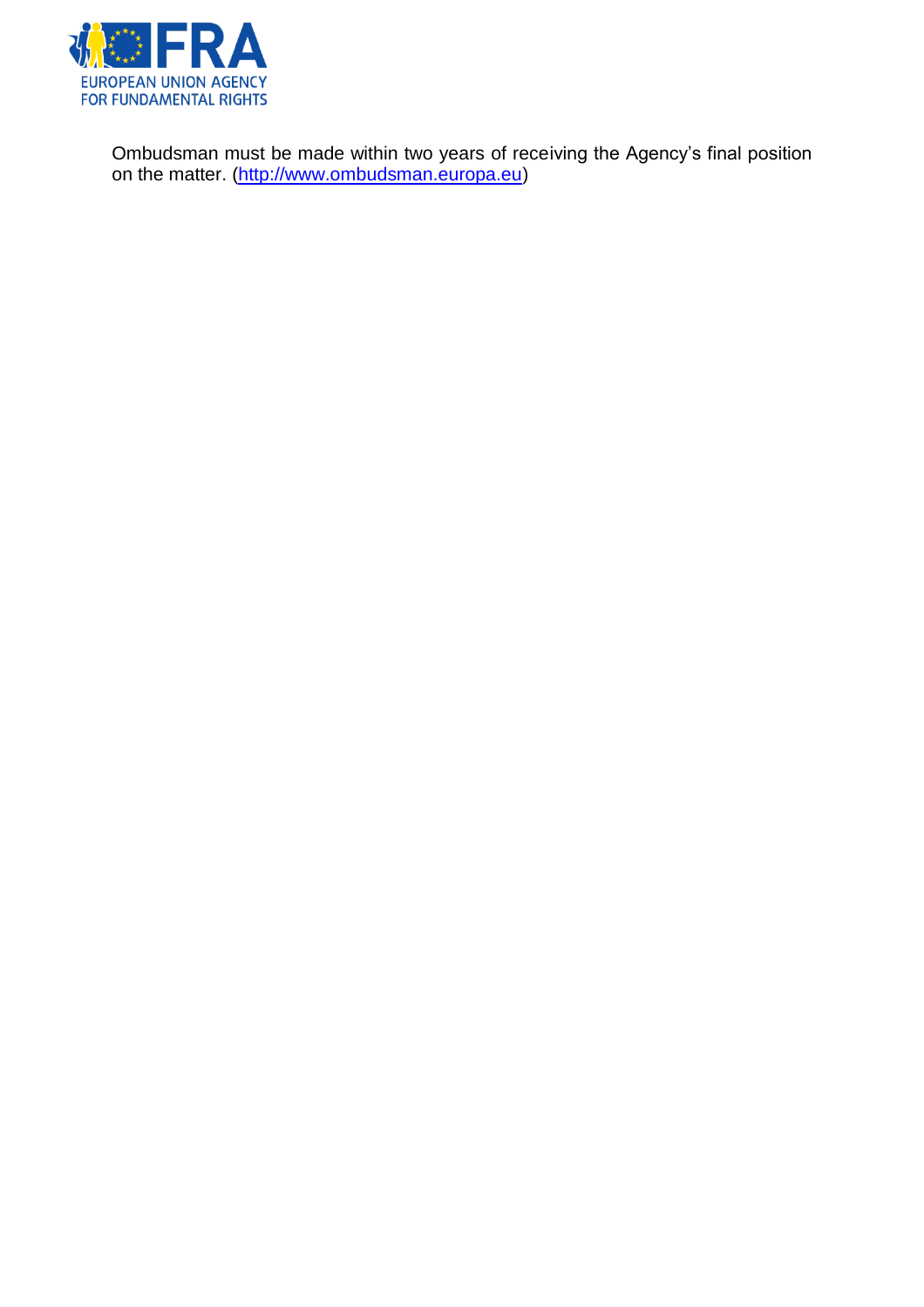Ombudsman must be made within two years of receiving the Agency's final position on the matter. (http://www.ombudsman.europa.eu)